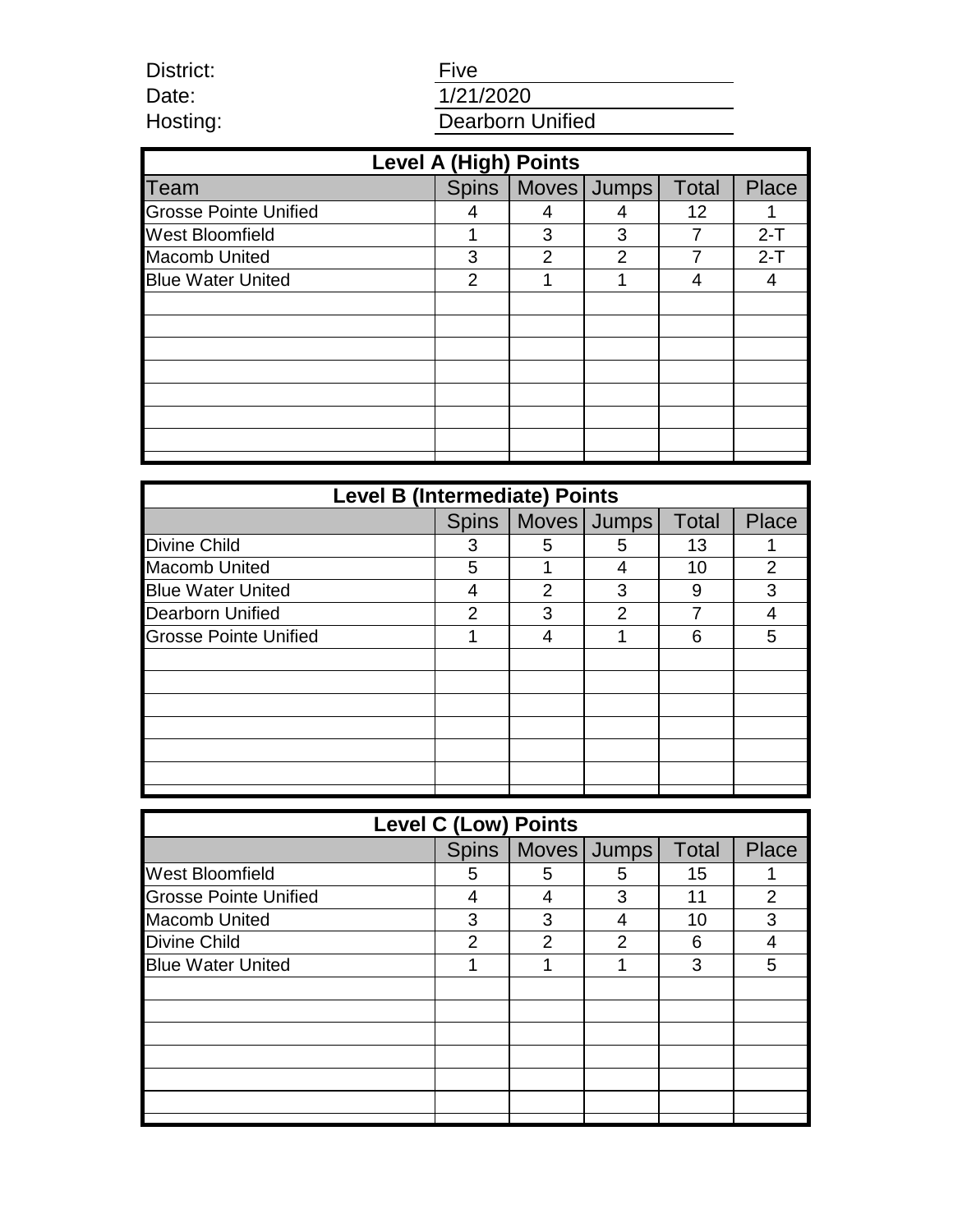District: Five

Date: 1/21/2020

Hosting: Dearborn Unified

| Level A (High) Points | | | | | |
|---|---|---|---|---|---|
| Team | Spins | Moves | Jumps | Total | Place |
| Grosse Pointe Unified | 4 | 4 | 4 | 12 | 1 |
| West Bloomfield | 1 | 3 | 3 | 7 | 2-T |
| Macomb United | 3 | 2 | 2 | 7 | 2-T |
| Blue Water United | 2 | 1 | 1 | 4 | 4 |

| Level B (Intermediate) Points | | | | | |
|---|---|---|---|---|---|
| | Spins | Moves | Jumps | Total | Place |
| Divine Child | 3 | 5 | 5 | 13 | 1 |
| Macomb United | 5 | 1 | 4 | 10 | 2 |
| Blue Water United | 4 | 2 | 3 | 9 | 3 |
| Dearborn Unified | 2 | 3 | 2 | 7 | 4 |
| Grosse Pointe Unified | 1 | 4 | 1 | 6 | 5 |

| Level C (Low) Points | | | | | |
|---|---|---|---|---|---|
| | Spins | Moves | Jumps | Total | Place |
| West Bloomfield | 5 | 5 | 5 | 15 | 1 |
| Grosse Pointe Unified | 4 | 4 | 3 | 11 | 2 |
| Macomb United | 3 | 3 | 4 | 10 | 3 |
| Divine Child | 2 | 2 | 2 | 6 | 4 |
| Blue Water United | 1 | 1 | 1 | 3 | 5 |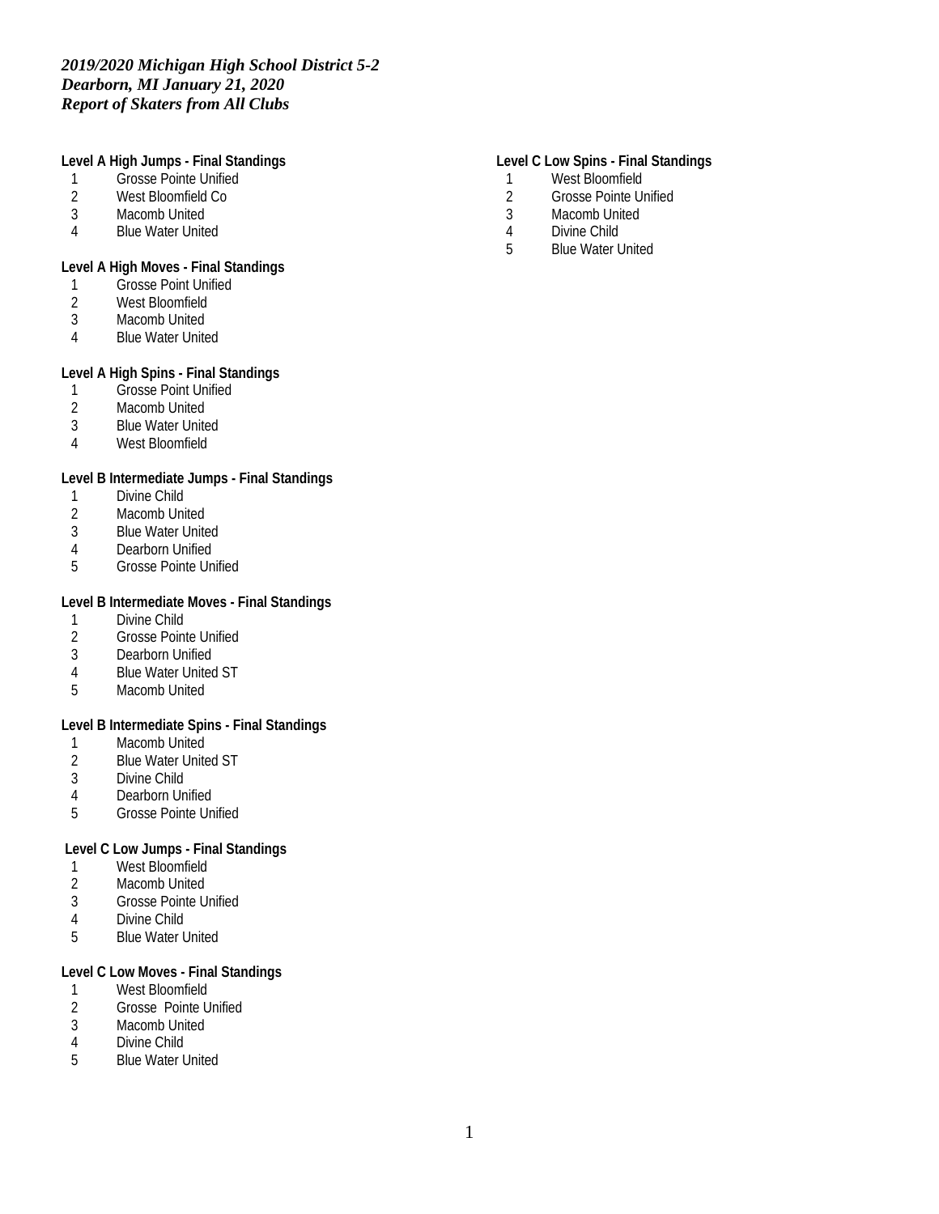***2019/2020 Michigan High School District 5-2***
***Dearborn, MI January 21, 2020***
***Report of Skaters from All Clubs***

**Level A High Jumps - Final Standings**

1 Grosse Pointe Unified
2 West Bloomfield Co
3 Macomb United
4 Blue Water United

**Level A High Moves - Final Standings**

1 Grosse Point Unified
2 West Bloomfield
3 Macomb United
4 Blue Water United

**Level A High Spins - Final Standings**

1 Grosse Point Unified
2 Macomb United
3 Blue Water United
4 West Bloomfield

**Level B Intermediate Jumps - Final Standings**

1 Divine Child
2 Macomb United
3 Blue Water United
4 Dearborn Unified
5 Grosse Pointe Unified

**Level B Intermediate Moves - Final Standings**

1 Divine Child
2 Grosse Pointe Unified
3 Dearborn Unified
4 Blue Water United ST
5 Macomb United

**Level B Intermediate Spins - Final Standings**

1 Macomb United
2 Blue Water United ST
3 Divine Child
4 Dearborn Unified
5 Grosse Pointe Unified

**Level C Low Jumps - Final Standings**

1 West Bloomfield
2 Macomb United
3 Grosse Pointe Unified
4 Divine Child
5 Blue Water United

**Level C Low Moves - Final Standings**

1 West Bloomfield
2 Grosse Pointe Unified
3 Macomb United
4 Divine Child
5 Blue Water United

**Level C Low Spins - Final Standings**

1 West Bloomfield
2 Grosse Pointe Unified
3 Macomb United
4 Divine Child
5 Blue Water United